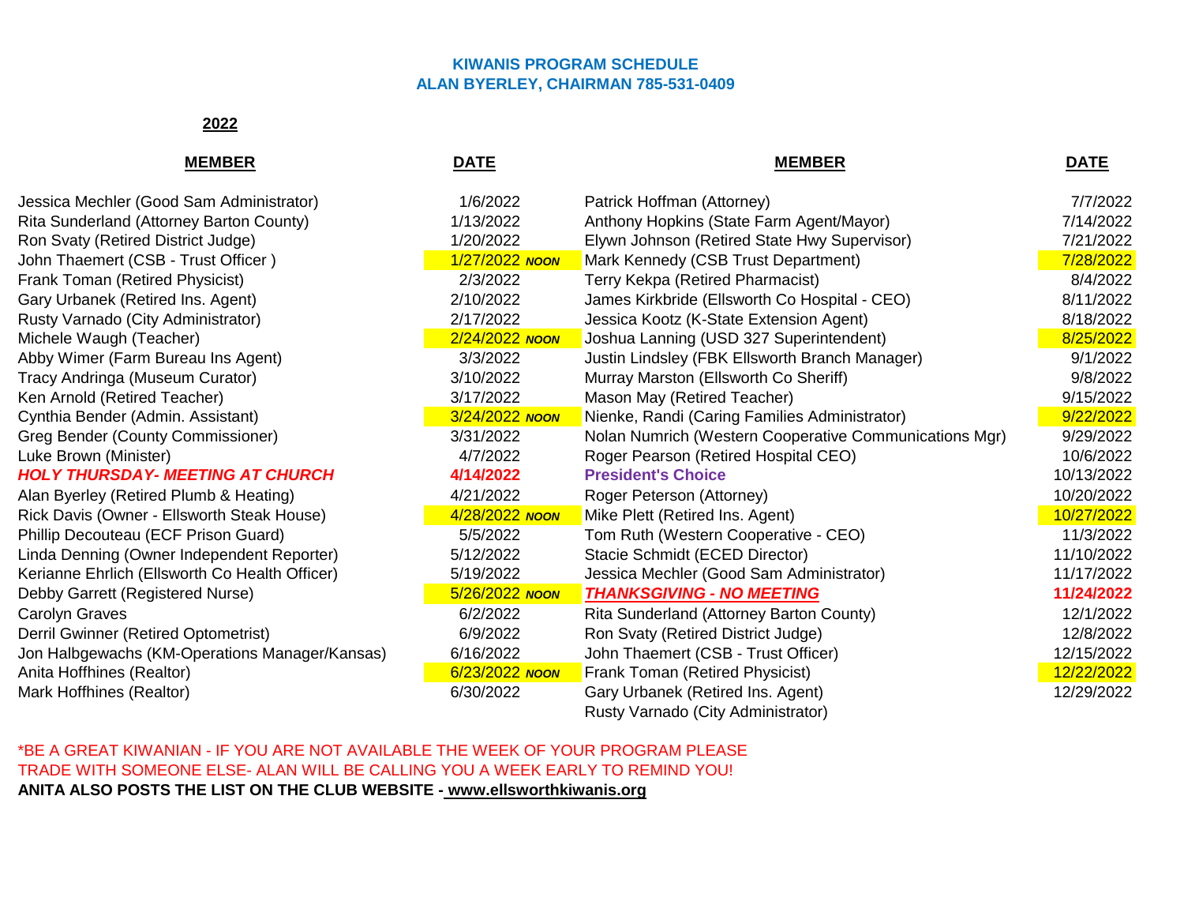**KIWANIS PROGRAM SCHEDULE**
**ALAN BYERLEY, CHAIRMAN 785-531-0409**

**2022**

| MEMBER | DATE | MEMBER | DATE |
|---|---|---|---|
| Jessica Mechler (Good Sam Administrator) | 1/6/2022 | Patrick Hoffman (Attorney) | 7/7/2022 |
| Rita Sunderland (Attorney Barton County) | 1/13/2022 | Anthony Hopkins (State Farm Agent/Mayor) | 7/14/2022 |
| Ron Svaty (Retired District Judge) | 1/20/2022 | Elywn Johnson (Retired State Hwy Supervisor) | 7/21/2022 |
| John Thaemert (CSB - Trust Officer ) | 1/27/2022 ***NOON*** | Mark Kennedy (CSB Trust Department) | 7/28/2022 |
| Frank Toman (Retired Physicist) | 2/3/2022 | Terry Kekpa (Retired Pharmacist) | 8/4/2022 |
| Gary Urbanek (Retired Ins. Agent) | 2/10/2022 | James Kirkbride (Ellsworth Co Hospital - CEO) | 8/11/2022 |
| Rusty Varnado (City Administrator) | 2/17/2022 | Jessica Kootz (K-State Extension Agent) | 8/18/2022 |
| Michele Waugh (Teacher) | 2/24/2022 ***NOON*** | Joshua Lanning (USD 327 Superintendent) | 8/25/2022 |
| Abby Wimer (Farm Bureau Ins Agent) | 3/3/2022 | Justin Lindsley (FBK Ellsworth Branch Manager) | 9/1/2022 |
| Tracy Andringa (Museum Curator) | 3/10/2022 | Murray Marston (Ellsworth Co Sheriff) | 9/8/2022 |
| Ken Arnold (Retired Teacher) | 3/17/2022 | Mason May (Retired Teacher) | 9/15/2022 |
| Cynthia Bender (Admin. Assistant) | 3/24/2022 ***NOON*** | Nienke, Randi (Caring Families Administrator) | 9/22/2022 |
| Greg Bender (County Commissioner) | 3/31/2022 | Nolan Numrich (Western Cooperative Communications Mgr) | 9/29/2022 |
| Luke Brown (Minister) | 4/7/2022 | Roger Pearson (Retired Hospital CEO) | 10/6/2022 |
| ***HOLY THURSDAY- MEETING AT CHURCH*** | **4/14/2022** | **President's Choice** | 10/13/2022 |
| Alan Byerley (Retired Plumb & Heating) | 4/21/2022 | Roger Peterson (Attorney) | 10/20/2022 |
| Rick Davis (Owner - Ellsworth Steak House) | 4/28/2022 ***NOON*** | Mike Plett (Retired Ins. Agent) | 10/27/2022 |
| Phillip Decouteau (ECF Prison Guard) | 5/5/2022 | Tom Ruth (Western Cooperative - CEO) | 11/3/2022 |
| Linda Denning (Owner Independent Reporter) | 5/12/2022 | Stacie Schmidt (ECED Director) | 11/10/2022 |
| Kerianne Ehrlich (Ellsworth Co Health Officer) | 5/19/2022 | Jessica Mechler (Good Sam Administrator) | 11/17/2022 |
| Debby Garrett (Registered Nurse) | 5/26/2022 ***NOON*** | ***THANKSGIVING - NO MEETING*** | **11/24/2022** |
| Carolyn Graves | 6/2/2022 | Rita Sunderland (Attorney Barton County) | 12/1/2022 |
| Derril Gwinner (Retired Optometrist) | 6/9/2022 | Ron Svaty (Retired District Judge) | 12/8/2022 |
| Jon Halbgewachs (KM-Operations Manager/Kansas) | 6/16/2022 | John Thaemert (CSB - Trust Officer) | 12/15/2022 |
| Anita Hoffhines (Realtor) | 6/23/2022 ***NOON*** | Frank Toman (Retired Physicist) | 12/22/2022 |
| Mark Hoffhines (Realtor) | 6/30/2022 | Gary Urbanek (Retired Ins. Agent) | 12/29/2022 |
| | | Rusty Varnado (City Administrator) | |

*BE A GREAT KIWANIAN - IF YOU ARE NOT AVAILABLE THE WEEK OF YOUR PROGRAM PLEASE TRADE WITH SOMEONE ELSE- ALAN WILL BE CALLING YOU A WEEK EARLY TO REMIND YOU!

**ANITA ALSO POSTS THE LIST ON THE CLUB WEBSITE - www.ellsworthkiwanis.org**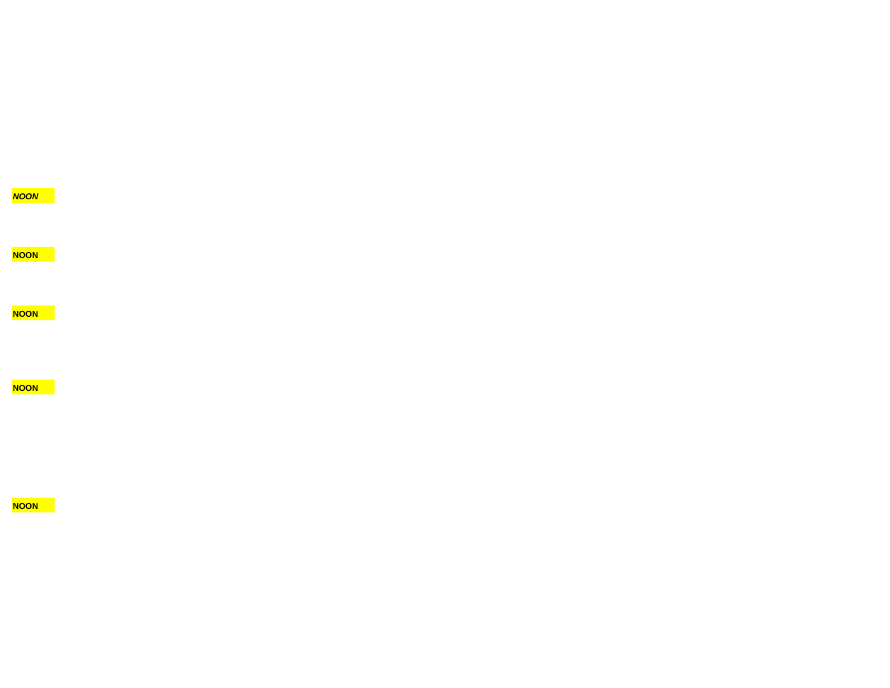***NOON***

**NOON**

**NOON**

**NOON**

**NOON**